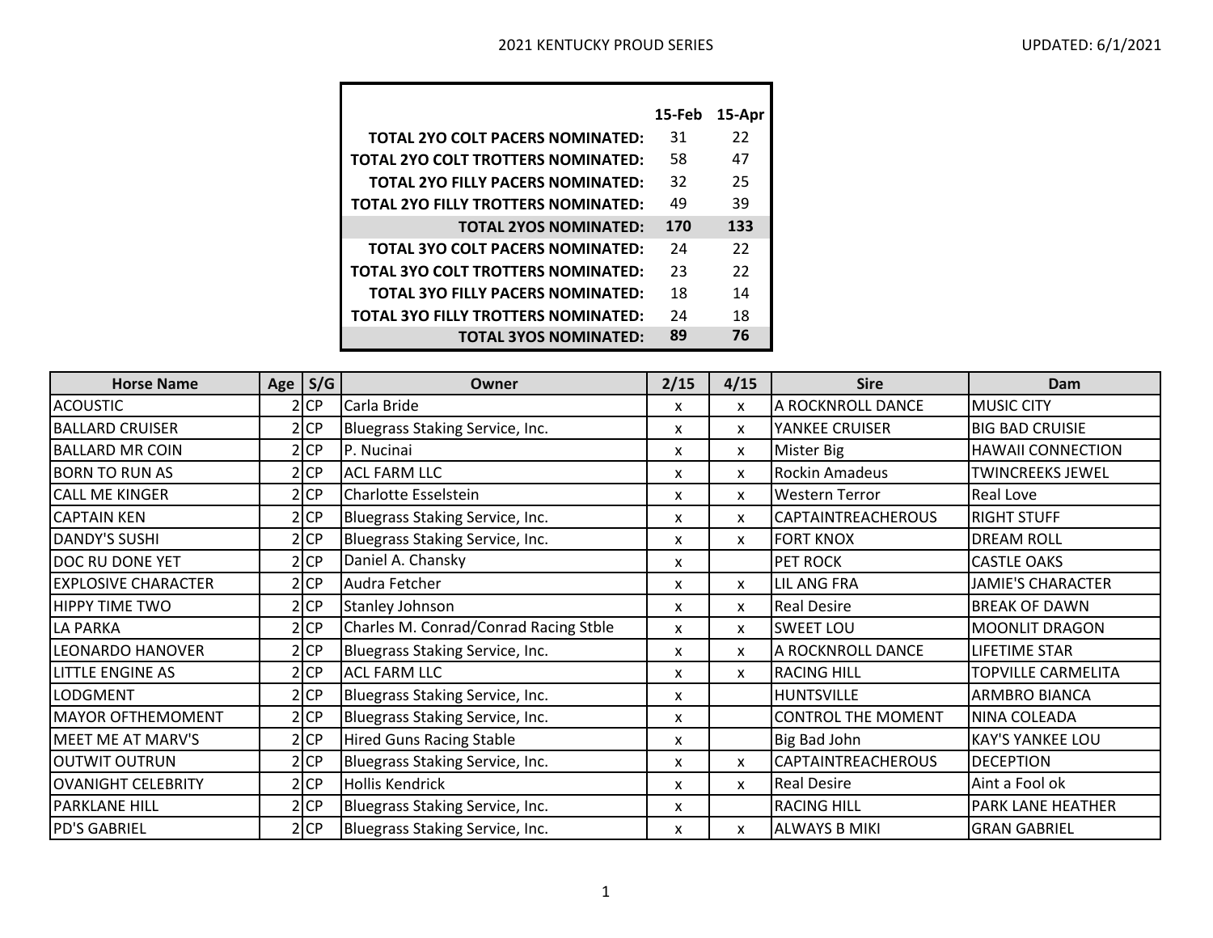2021 KENTUCKY PROUD SERIES

UPDATED: 6/1/2021

| | 15-Feb | 15-Apr |
|---|---|---|
| TOTAL 2YO COLT PACERS NOMINATED: | 31 | 22 |
| TOTAL 2YO COLT TROTTERS NOMINATED: | 58 | 47 |
| TOTAL 2YO FILLY PACERS NOMINATED: | 32 | 25 |
| TOTAL 2YO FILLY TROTTERS NOMINATED: | 49 | 39 |
| **TOTAL 2YOS NOMINATED:** | **170** | **133** |
| TOTAL 3YO COLT PACERS NOMINATED: | 24 | 22 |
| TOTAL 3YO COLT TROTTERS NOMINATED: | 23 | 22 |
| TOTAL 3YO FILLY PACERS NOMINATED: | 18 | 14 |
| TOTAL 3YO FILLY TROTTERS NOMINATED: | 24 | 18 |
| **TOTAL 3YOS NOMINATED:** | **89** | **76** |

| Horse Name | Age | S/G | Owner | 2/15 | 4/15 | Sire | Dam |
|---|---|---|---|---|---|---|---|
| ACOUSTIC | 2 | CP | Carla Bride | x | x | A ROCKNROLL DANCE | MUSIC CITY |
| BALLARD CRUISER | 2 | CP | Bluegrass Staking Service, Inc. | x | x | YANKEE CRUISER | BIG BAD CRUISIE |
| BALLARD MR COIN | 2 | CP | P. Nucinai | x | x | Mister Big | HAWAII CONNECTION |
| BORN TO RUN AS | 2 | CP | ACL FARM LLC | x | x | Rockin Amadeus | TWINCREEKS JEWEL |
| CALL ME KINGER | 2 | CP | Charlotte Esselstein | x | x | Western Terror | Real Love |
| CAPTAIN KEN | 2 | CP | Bluegrass Staking Service, Inc. | x | x | CAPTAINTREACHEROUS | RIGHT STUFF |
| DANDY'S SUSHI | 2 | CP | Bluegrass Staking Service, Inc. | x | x | FORT KNOX | DREAM ROLL |
| DOC RU DONE YET | 2 | CP | Daniel A. Chansky | x | | PET ROCK | CASTLE OAKS |
| EXPLOSIVE CHARACTER | 2 | CP | Audra Fetcher | x | x | LIL ANG FRA | JAMIE'S CHARACTER |
| HIPPY TIME TWO | 2 | CP | Stanley Johnson | x | x | Real Desire | BREAK OF DAWN |
| LA PARKA | 2 | CP | Charles M. Conrad/Conrad Racing Stble | x | x | SWEET LOU | MOONLIT DRAGON |
| LEONARDO HANOVER | 2 | CP | Bluegrass Staking Service, Inc. | x | x | A ROCKNROLL DANCE | LIFETIME STAR |
| LITTLE ENGINE AS | 2 | CP | ACL FARM LLC | x | x | RACING HILL | TOPVILLE CARMELITA |
| LODGMENT | 2 | CP | Bluegrass Staking Service, Inc. | x | | HUNTSVILLE | ARMBRO BIANCA |
| MAYOR OFTHEMOMENT | 2 | CP | Bluegrass Staking Service, Inc. | x | | CONTROL THE MOMENT | NINA COLEADA |
| MEET ME AT MARV'S | 2 | CP | Hired Guns Racing Stable | x | | Big Bad John | KAY'S YANKEE LOU |
| OUTWIT OUTRUN | 2 | CP | Bluegrass Staking Service, Inc. | x | x | CAPTAINTREACHEROUS | DECEPTION |
| OVANIGHT CELEBRITY | 2 | CP | Hollis Kendrick | x | x | Real Desire | Aint a Fool ok |
| PARKLANE HILL | 2 | CP | Bluegrass Staking Service, Inc. | x | | RACING HILL | PARK LANE HEATHER |
| PD'S GABRIEL | 2 | CP | Bluegrass Staking Service, Inc. | x | x | ALWAYS B MIKI | GRAN GABRIEL |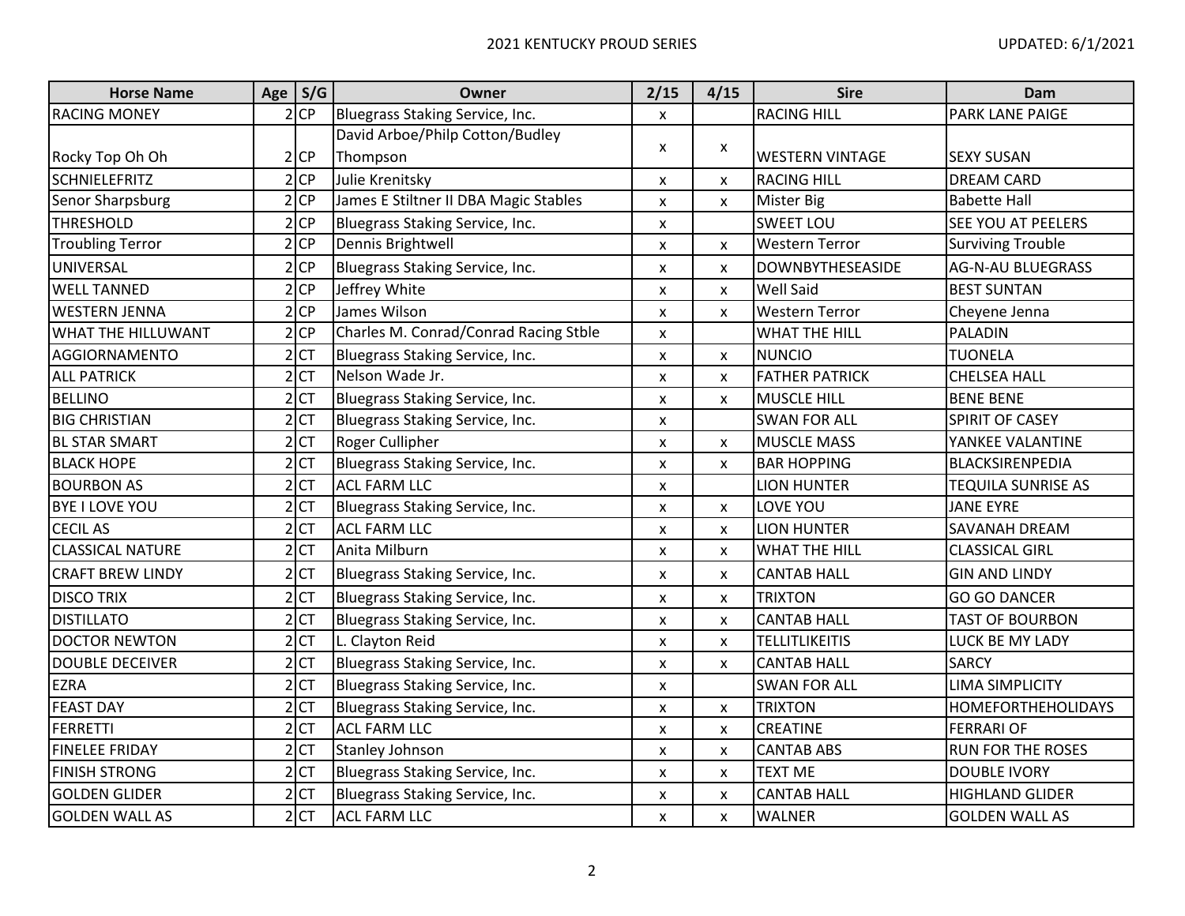| Horse Name | Age | S/G | Owner | 2/15 | 4/15 | Sire | Dam |
|---|---|---|---|---|---|---|---|
| RACING MONEY | 2 | CP | Bluegrass Staking Service, Inc. | x | | RACING HILL | PARK LANE PAIGE |
| Rocky Top Oh Oh | 2 | CP | David Arboe/Philp Cotton/Budley Thompson | x | x | WESTERN VINTAGE | SEXY SUSAN |
| SCHNIELEFRITZ | 2 | CP | Julie Krenitsky | x | x | RACING HILL | DREAM CARD |
| Senor Sharpsburg | 2 | CP | James E Stiltner II DBA Magic Stables | x | x | Mister Big | Babette Hall |
| THRESHOLD | 2 | CP | Bluegrass Staking Service, Inc. | x | | SWEET LOU | SEE YOU AT PEELERS |
| Troubling Terror | 2 | CP | Dennis Brightwell | x | x | Western Terror | Surviving Trouble |
| UNIVERSAL | 2 | CP | Bluegrass Staking Service, Inc. | x | x | DOWNBYTHESEASIDE | AG-N-AU BLUEGRASS |
| WELL TANNED | 2 | CP | Jeffrey White | x | x | Well Said | BEST SUNTAN |
| WESTERN JENNA | 2 | CP | James Wilson | x | x | Western Terror | Cheyene Jenna |
| WHAT THE HILLUWANT | 2 | CP | Charles M. Conrad/Conrad Racing Stble | x | | WHAT THE HILL | PALADIN |
| AGGIORNAMENTO | 2 | CT | Bluegrass Staking Service, Inc. | x | x | NUNCIO | TUONELA |
| ALL PATRICK | 2 | CT | Nelson Wade Jr. | x | x | FATHER PATRICK | CHELSEA HALL |
| BELLINO | 2 | CT | Bluegrass Staking Service, Inc. | x | x | MUSCLE HILL | BENE BENE |
| BIG CHRISTIAN | 2 | CT | Bluegrass Staking Service, Inc. | x | | SWAN FOR ALL | SPIRIT OF CASEY |
| BL STAR SMART | 2 | CT | Roger Cullipher | x | x | MUSCLE MASS | YANKEE VALANTINE |
| BLACK HOPE | 2 | CT | Bluegrass Staking Service, Inc. | x | x | BAR HOPPING | BLACKSIRENPEDIA |
| BOURBON AS | 2 | CT | ACL FARM LLC | x | | LION HUNTER | TEQUILA SUNRISE AS |
| BYE I LOVE YOU | 2 | CT | Bluegrass Staking Service, Inc. | x | x | LOVE YOU | JANE EYRE |
| CECIL AS | 2 | CT | ACL FARM LLC | x | x | LION HUNTER | SAVANAH DREAM |
| CLASSICAL NATURE | 2 | CT | Anita Milburn | x | x | WHAT THE HILL | CLASSICAL GIRL |
| CRAFT BREW LINDY | 2 | CT | Bluegrass Staking Service, Inc. | x | x | CANTAB HALL | GIN AND LINDY |
| DISCO TRIX | 2 | CT | Bluegrass Staking Service, Inc. | x | x | TRIXTON | GO GO DANCER |
| DISTILLATO | 2 | CT | Bluegrass Staking Service, Inc. | x | x | CANTAB HALL | TAST OF BOURBON |
| DOCTOR NEWTON | 2 | CT | L. Clayton Reid | x | x | TELLITLIKEITIS | LUCK BE MY LADY |
| DOUBLE DECEIVER | 2 | CT | Bluegrass Staking Service, Inc. | x | x | CANTAB HALL | SARCY |
| EZRA | 2 | CT | Bluegrass Staking Service, Inc. | x | | SWAN FOR ALL | LIMA SIMPLICITY |
| FEAST DAY | 2 | CT | Bluegrass Staking Service, Inc. | x | x | TRIXTON | HOMEFORTHEHOLIDAYS |
| FERRETTI | 2 | CT | ACL FARM LLC | x | x | CREATINE | FERRARI OF |
| FINELEE FRIDAY | 2 | CT | Stanley Johnson | x | x | CANTAB ABS | RUN FOR THE ROSES |
| FINISH STRONG | 2 | CT | Bluegrass Staking Service, Inc. | x | x | TEXT ME | DOUBLE IVORY |
| GOLDEN GLIDER | 2 | CT | Bluegrass Staking Service, Inc. | x | x | CANTAB HALL | HIGHLAND GLIDER |
| GOLDEN WALL AS | 2 | CT | ACL FARM LLC | x | x | WALNER | GOLDEN WALL AS |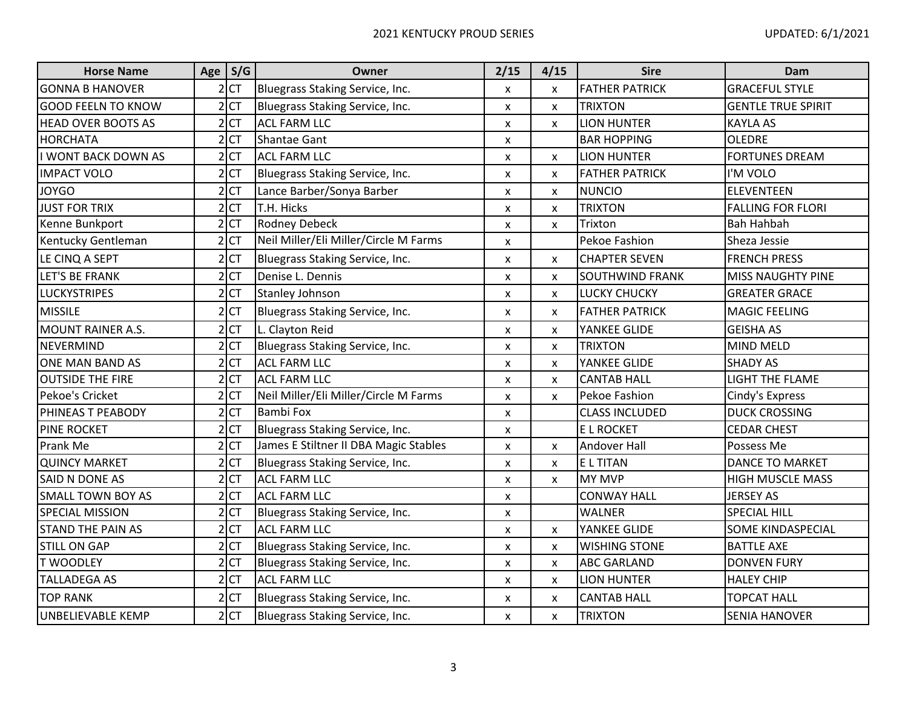| Horse Name | Age | S/G | Owner | 2/15 | 4/15 | Sire | Dam |
|---|---|---|---|---|---|---|---|
| GONNA B HANOVER | 2 | CT | Bluegrass Staking Service, Inc. | x | x | FATHER PATRICK | GRACEFUL STYLE |
| GOOD FEELN TO KNOW | 2 | CT | Bluegrass Staking Service, Inc. | x | x | TRIXTON | GENTLE TRUE SPIRIT |
| HEAD OVER BOOTS AS | 2 | CT | ACL FARM LLC | x | x | LION HUNTER | KAYLA AS |
| HORCHATA | 2 | CT | Shantae Gant | x | | BAR HOPPING | OLEDRE |
| I WONT BACK DOWN AS | 2 | CT | ACL FARM LLC | x | x | LION HUNTER | FORTUNES DREAM |
| IMPACT VOLO | 2 | CT | Bluegrass Staking Service, Inc. | x | x | FATHER PATRICK | I'M VOLO |
| JOYGO | 2 | CT | Lance Barber/Sonya Barber | x | x | NUNCIO | ELEVENTEEN |
| JUST FOR TRIX | 2 | CT | T.H. Hicks | x | x | TRIXTON | FALLING FOR FLORI |
| Kenne Bunkport | 2 | CT | Rodney Debeck | x | x | Trixton | Bah Hahbah |
| Kentucky Gentleman | 2 | CT | Neil Miller/Eli Miller/Circle M Farms | x | | Pekoe Fashion | Sheza Jessie |
| LE CINQ A SEPT | 2 | CT | Bluegrass Staking Service, Inc. | x | x | CHAPTER SEVEN | FRENCH PRESS |
| LET'S BE FRANK | 2 | CT | Denise L. Dennis | x | x | SOUTHWIND FRANK | MISS NAUGHTY PINE |
| LUCKYSTRIPES | 2 | CT | Stanley Johnson | x | x | LUCKY CHUCKY | GREATER GRACE |
| MISSILE | 2 | CT | Bluegrass Staking Service, Inc. | x | x | FATHER PATRICK | MAGIC FEELING |
| MOUNT RAINER A.S. | 2 | CT | L. Clayton Reid | x | x | YANKEE GLIDE | GEISHA AS |
| NEVERMIND | 2 | CT | Bluegrass Staking Service, Inc. | x | x | TRIXTON | MIND MELD |
| ONE MAN BAND AS | 2 | CT | ACL FARM LLC | x | x | YANKEE GLIDE | SHADY AS |
| OUTSIDE THE FIRE | 2 | CT | ACL FARM LLC | x | x | CANTAB HALL | LIGHT THE FLAME |
| Pekoe's Cricket | 2 | CT | Neil Miller/Eli Miller/Circle M Farms | x | x | Pekoe Fashion | Cindy's Express |
| PHINEAS T PEABODY | 2 | CT | Bambi Fox | x | | CLASS INCLUDED | DUCK CROSSING |
| PINE ROCKET | 2 | CT | Bluegrass Staking Service, Inc. | x | | E L ROCKET | CEDAR CHEST |
| Prank Me | 2 | CT | James E Stiltner II DBA Magic Stables | x | x | Andover Hall | Possess Me |
| QUINCY MARKET | 2 | CT | Bluegrass Staking Service, Inc. | x | x | E L TITAN | DANCE TO MARKET |
| SAID N DONE AS | 2 | CT | ACL FARM LLC | x | x | MY MVP | HIGH MUSCLE MASS |
| SMALL TOWN BOY AS | 2 | CT | ACL FARM LLC | x | | CONWAY HALL | JERSEY AS |
| SPECIAL MISSION | 2 | CT | Bluegrass Staking Service, Inc. | x | | WALNER | SPECIAL HILL |
| STAND THE PAIN AS | 2 | CT | ACL FARM LLC | x | x | YANKEE GLIDE | SOME KINDASPECIAL |
| STILL ON GAP | 2 | CT | Bluegrass Staking Service, Inc. | x | x | WISHING STONE | BATTLE AXE |
| T WOODLEY | 2 | CT | Bluegrass Staking Service, Inc. | x | x | ABC GARLAND | DONVEN FURY |
| TALLADEGA AS | 2 | CT | ACL FARM LLC | x | x | LION HUNTER | HALEY CHIP |
| TOP RANK | 2 | CT | Bluegrass Staking Service, Inc. | x | x | CANTAB HALL | TOPCAT HALL |
| UNBELIEVABLE KEMP | 2 | CT | Bluegrass Staking Service, Inc. | x | x | TRIXTON | SENIA HANOVER |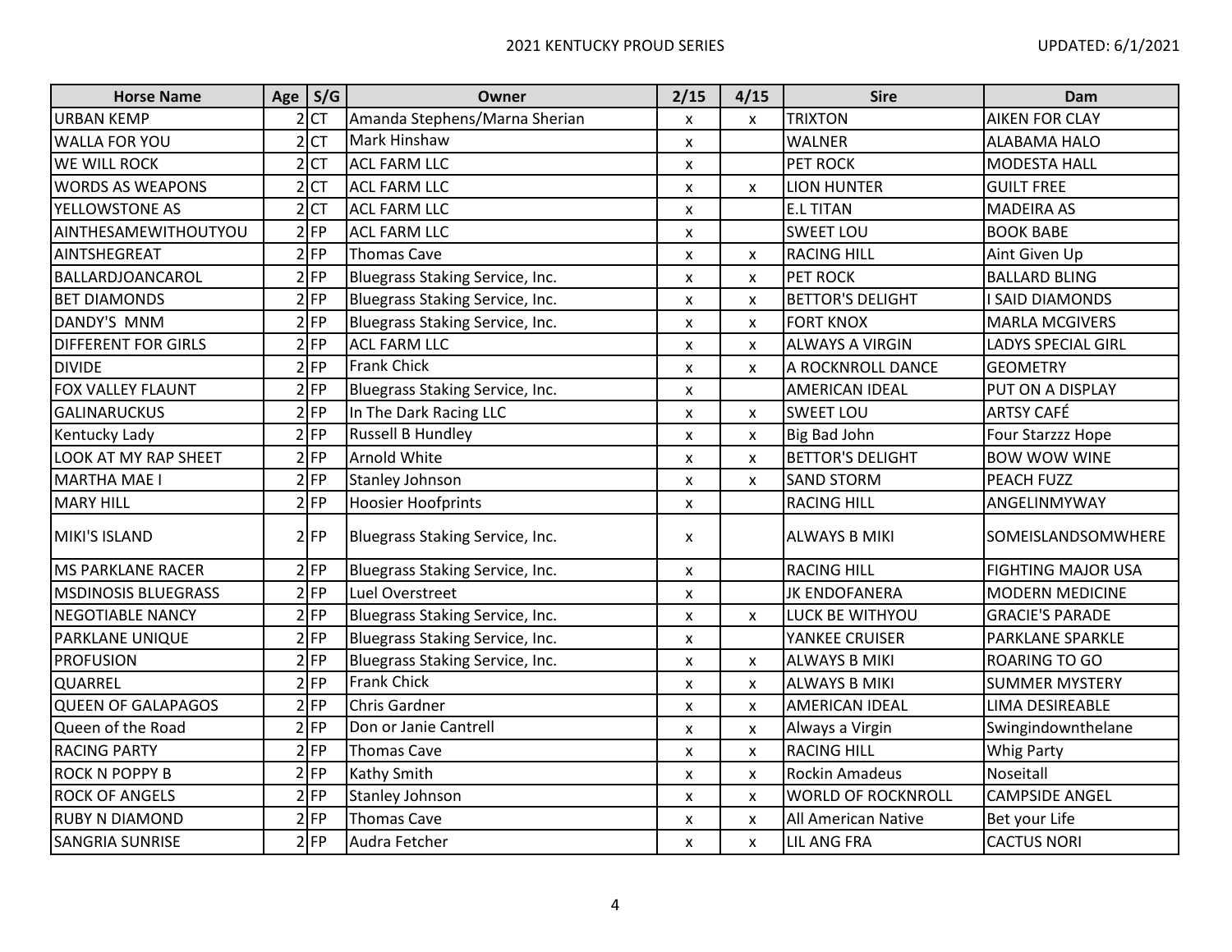| Horse Name | Age | S/G | Owner | 2/15 | 4/15 | Sire | Dam |
|---|---|---|---|---|---|---|---|
| URBAN KEMP | 2 | CT | Amanda Stephens/Marna Sherian | x | x | TRIXTON | AIKEN FOR CLAY |
| WALLA FOR YOU | 2 | CT | Mark Hinshaw | x | | WALNER | ALABAMA HALO |
| WE WILL ROCK | 2 | CT | ACL FARM LLC | x | | PET ROCK | MODESTA HALL |
| WORDS AS WEAPONS | 2 | CT | ACL FARM LLC | x | x | LION HUNTER | GUILT FREE |
| YELLOWSTONE AS | 2 | CT | ACL FARM LLC | x | | E.L TITAN | MADEIRA AS |
| AINTHESAMEWITHOUTYOU | 2 | FP | ACL FARM LLC | x | | SWEET LOU | BOOK BABE |
| AINTSHEGREAT | 2 | FP | Thomas Cave | x | x | RACING HILL | Aint Given Up |
| BALLARDJOANCAROL | 2 | FP | Bluegrass Staking Service, Inc. | x | x | PET ROCK | BALLARD BLING |
| BET DIAMONDS | 2 | FP | Bluegrass Staking Service, Inc. | x | x | BETTOR'S DELIGHT | I SAID DIAMONDS |
| DANDY'S MNM | 2 | FP | Bluegrass Staking Service, Inc. | x | x | FORT KNOX | MARLA MCGIVERS |
| DIFFERENT FOR GIRLS | 2 | FP | ACL FARM LLC | x | x | ALWAYS A VIRGIN | LADYS SPECIAL GIRL |
| DIVIDE | 2 | FP | Frank Chick | x | x | A ROCKNROLL DANCE | GEOMETRY |
| FOX VALLEY FLAUNT | 2 | FP | Bluegrass Staking Service, Inc. | x | | AMERICAN IDEAL | PUT ON A DISPLAY |
| GALINARUCKUS | 2 | FP | In The Dark Racing LLC | x | x | SWEET LOU | ARTSY CAFÉ |
| Kentucky Lady | 2 | FP | Russell B Hundley | x | x | Big Bad John | Four Starzzz Hope |
| LOOK AT MY RAP SHEET | 2 | FP | Arnold White | x | x | BETTOR'S DELIGHT | BOW WOW WINE |
| MARTHA MAE I | 2 | FP | Stanley Johnson | x | x | SAND STORM | PEACH FUZZ |
| MARY HILL | 2 | FP | Hoosier Hoofprints | x | | RACING HILL | ANGELINMYWAY |
| MIKI'S ISLAND | 2 | FP | Bluegrass Staking Service, Inc. | x | | ALWAYS B MIKI | SOMEISLANDSOMWHERE |
| MS PARKLANE RACER | 2 | FP | Bluegrass Staking Service, Inc. | x | | RACING HILL | FIGHTING MAJOR USA |
| MSDINOSIS BLUEGRASS | 2 | FP | Luel Overstreet | x | | JK ENDOFANERA | MODERN MEDICINE |
| NEGOTIABLE NANCY | 2 | FP | Bluegrass Staking Service, Inc. | x | x | LUCK BE WITHYOU | GRACIE'S PARADE |
| PARKLANE UNIQUE | 2 | FP | Bluegrass Staking Service, Inc. | x | | YANKEE CRUISER | PARKLANE SPARKLE |
| PROFUSION | 2 | FP | Bluegrass Staking Service, Inc. | x | x | ALWAYS B MIKI | ROARING TO GO |
| QUARREL | 2 | FP | Frank Chick | x | x | ALWAYS B MIKI | SUMMER MYSTERY |
| QUEEN OF GALAPAGOS | 2 | FP | Chris Gardner | x | x | AMERICAN IDEAL | LIMA DESIREABLE |
| Queen of the Road | 2 | FP | Don or Janie Cantrell | x | x | Always a Virgin | Swingindownthelane |
| RACING PARTY | 2 | FP | Thomas Cave | x | x | RACING HILL | Whig Party |
| ROCK N POPPY B | 2 | FP | Kathy Smith | x | x | Rockin Amadeus | Noseitall |
| ROCK OF ANGELS | 2 | FP | Stanley Johnson | x | x | WORLD OF ROCKNROLL | CAMPSIDE ANGEL |
| RUBY N DIAMOND | 2 | FP | Thomas Cave | x | x | All American Native | Bet your Life |
| SANGRIA SUNRISE | 2 | FP | Audra Fetcher | x | x | LIL ANG FRA | CACTUS NORI |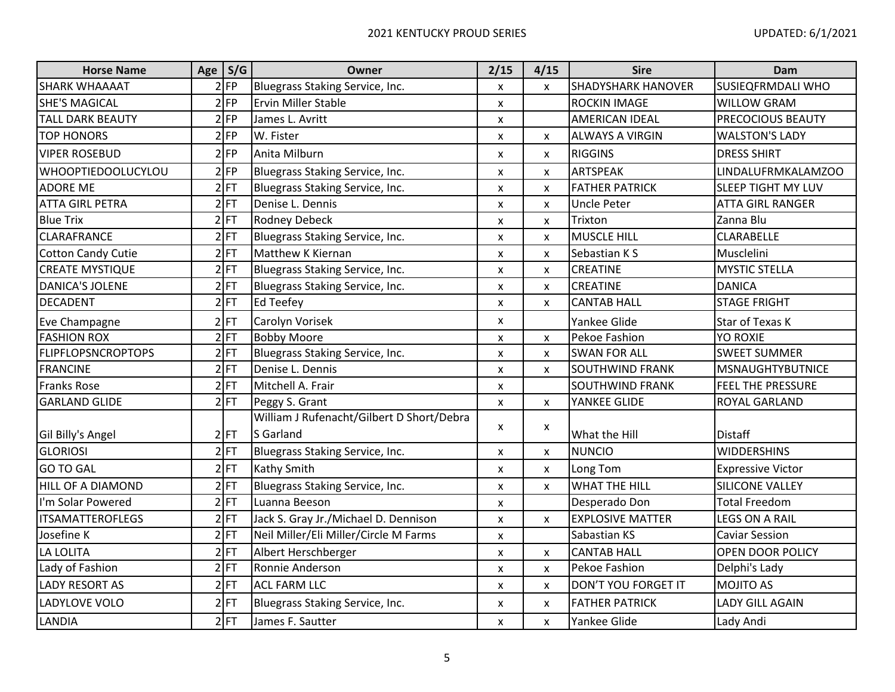| Horse Name | Age | S/G | Owner | 2/15 | 4/15 | Sire | Dam |
|---|---|---|---|---|---|---|---|
| SHARK WHAAAAT | 2 | FP | Bluegrass Staking Service, Inc. | x | x | SHADYSHARK HANOVER | SUSIEQFRMDALI WHO |
| SHE'S MAGICAL | 2 | FP | Ervin Miller Stable | x | | ROCKIN IMAGE | WILLOW GRAM |
| TALL DARK BEAUTY | 2 | FP | James L. Avritt | x | | AMERICAN IDEAL | PRECOCIOUS BEAUTY |
| TOP HONORS | 2 | FP | W. Fister | x | x | ALWAYS A VIRGIN | WALSTON'S LADY |
| VIPER ROSEBUD | 2 | FP | Anita Milburn | x | x | RIGGINS | DRESS SHIRT |
| WHOOPTIEDOOLUCYLOU | 2 | FP | Bluegrass Staking Service, Inc. | x | x | ARTSPEAK | LINDALUFRMKALAMZOO |
| ADORE ME | 2 | FT | Bluegrass Staking Service, Inc. | x | x | FATHER PATRICK | SLEEP TIGHT MY LUV |
| ATTA GIRL PETRA | 2 | FT | Denise L. Dennis | x | x | Uncle Peter | ATTA GIRL RANGER |
| Blue Trix | 2 | FT | Rodney Debeck | x | x | Trixton | Zanna Blu |
| CLARAFRANCE | 2 | FT | Bluegrass Staking Service, Inc. | x | x | MUSCLE HILL | CLARABELLE |
| Cotton Candy Cutie | 2 | FT | Matthew K Kiernan | x | x | Sebastian K S | Musclelini |
| CREATE MYSTIQUE | 2 | FT | Bluegrass Staking Service, Inc. | x | x | CREATINE | MYSTIC STELLA |
| DANICA'S JOLENE | 2 | FT | Bluegrass Staking Service, Inc. | x | x | CREATINE | DANICA |
| DECADENT | 2 | FT | Ed Teefey | x | x | CANTAB HALL | STAGE FRIGHT |
| Eve Champagne | 2 | FT | Carolyn Vorisek | x | | Yankee Glide | Star of Texas K |
| FASHION ROX | 2 | FT | Bobby Moore | x | x | Pekoe Fashion | YO ROXIE |
| FLIPFLOPSNCROPTOPS | 2 | FT | Bluegrass Staking Service, Inc. | x | x | SWAN FOR ALL | SWEET SUMMER |
| FRANCINE | 2 | FT | Denise L. Dennis | x | x | SOUTHWIND FRANK | MSNAUGHTYBUTNICE |
| Franks Rose | 2 | FT | Mitchell A. Frair | x | | SOUTHWIND FRANK | FEEL THE PRESSURE |
| GARLAND GLIDE | 2 | FT | Peggy S. Grant | x | x | YANKEE GLIDE | ROYAL GARLAND |
| Gil Billy's Angel | 2 | FT | William J Rufenacht/Gilbert D Short/Debra S Garland | x | x | What the Hill | Distaff |
| GLORIOSI | 2 | FT | Bluegrass Staking Service, Inc. | x | x | NUNCIO | WIDDERSHINS |
| GO TO GAL | 2 | FT | Kathy Smith | x | x | Long Tom | Expressive Victor |
| HILL OF A DIAMOND | 2 | FT | Bluegrass Staking Service, Inc. | x | x | WHAT THE HILL | SILICONE VALLEY |
| I'm Solar Powered | 2 | FT | Luanna Beeson | x | | Desperado Don | Total Freedom |
| ITSAMATTEROFLEGS | 2 | FT | Jack S. Gray Jr./Michael D. Dennison | x | x | EXPLOSIVE MATTER | LEGS ON A RAIL |
| Josefine K | 2 | FT | Neil Miller/Eli Miller/Circle M Farms | x | | Sabastian KS | Caviar Session |
| LA LOLITA | 2 | FT | Albert Herschberger | x | x | CANTAB HALL | OPEN DOOR POLICY |
| Lady of Fashion | 2 | FT | Ronnie Anderson | x | x | Pekoe Fashion | Delphi's Lady |
| LADY RESORT AS | 2 | FT | ACL FARM LLC | x | x | DON'T YOU FORGET IT | MOJITO AS |
| LADYLOVE VOLO | 2 | FT | Bluegrass Staking Service, Inc. | x | x | FATHER PATRICK | LADY GILL AGAIN |
| LANDIA | 2 | FT | James F. Sautter | x | x | Yankee Glide | Lady Andi |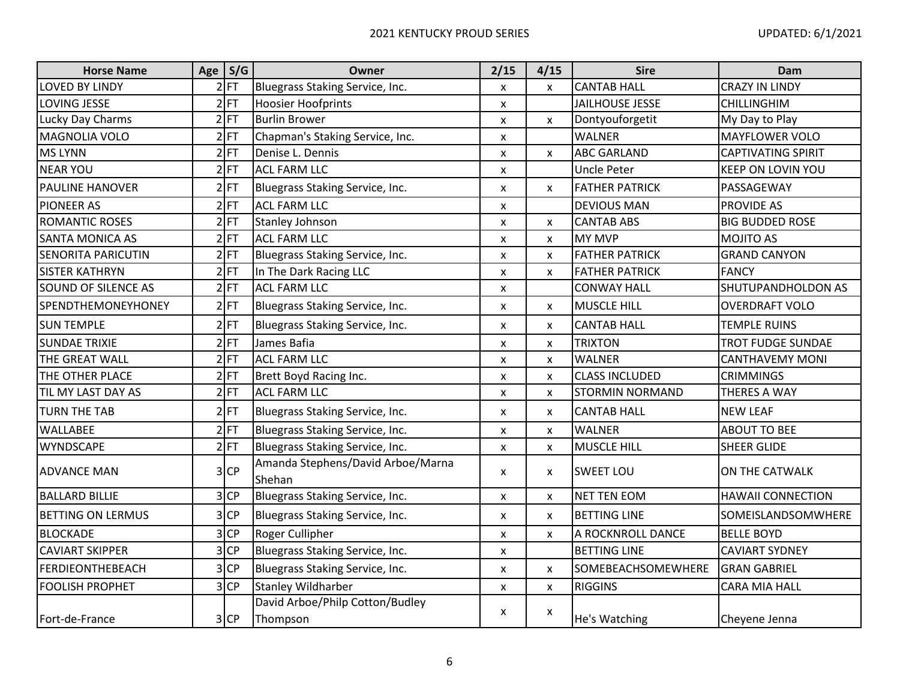| Horse Name | Age | S/G | Owner | 2/15 | 4/15 | Sire | Dam |
|---|---|---|---|---|---|---|---|
| LOVED BY LINDY | 2 | FT | Bluegrass Staking Service, Inc. | x | x | CANTAB HALL | CRAZY IN LINDY |
| LOVING JESSE | 2 | FT | Hoosier Hoofprints | x | | JAILHOUSE JESSE | CHILLINGHIM |
| Lucky Day Charms | 2 | FT | Burlin Brower | x | x | Dontyouforgetit | My Day to Play |
| MAGNOLIA VOLO | 2 | FT | Chapman's Staking Service, Inc. | x | | WALNER | MAYFLOWER VOLO |
| MS LYNN | 2 | FT | Denise L. Dennis | x | x | ABC GARLAND | CAPTIVATING SPIRIT |
| NEAR YOU | 2 | FT | ACL FARM LLC | x | | Uncle Peter | KEEP ON LOVIN YOU |
| PAULINE HANOVER | 2 | FT | Bluegrass Staking Service, Inc. | x | x | FATHER PATRICK | PASSAGEWAY |
| PIONEER AS | 2 | FT | ACL FARM LLC | x | | DEVIOUS MAN | PROVIDE AS |
| ROMANTIC ROSES | 2 | FT | Stanley Johnson | x | x | CANTAB ABS | BIG BUDDED ROSE |
| SANTA MONICA AS | 2 | FT | ACL FARM LLC | x | x | MY MVP | MOJITO AS |
| SENORITA PARICUTIN | 2 | FT | Bluegrass Staking Service, Inc. | x | x | FATHER PATRICK | GRAND CANYON |
| SISTER KATHRYN | 2 | FT | In The Dark Racing LLC | x | x | FATHER PATRICK | FANCY |
| SOUND OF SILENCE AS | 2 | FT | ACL FARM LLC | x | | CONWAY HALL | SHUTUPANDHOLDON AS |
| SPENDTHEMONEYHONEY | 2 | FT | Bluegrass Staking Service, Inc. | x | x | MUSCLE HILL | OVERDRAFT VOLO |
| SUN TEMPLE | 2 | FT | Bluegrass Staking Service, Inc. | x | x | CANTAB HALL | TEMPLE RUINS |
| SUNDAE TRIXIE | 2 | FT | James Bafia | x | x | TRIXTON | TROT FUDGE SUNDAE |
| THE GREAT WALL | 2 | FT | ACL FARM LLC | x | x | WALNER | CANTHAVEMY MONI |
| THE OTHER PLACE | 2 | FT | Brett Boyd Racing Inc. | x | x | CLASS INCLUDED | CRIMMINGS |
| TIL MY LAST DAY AS | 2 | FT | ACL FARM LLC | x | x | STORMIN NORMAND | THERES A WAY |
| TURN THE TAB | 2 | FT | Bluegrass Staking Service, Inc. | x | x | CANTAB HALL | NEW LEAF |
| WALLABEE | 2 | FT | Bluegrass Staking Service, Inc. | x | x | WALNER | ABOUT TO BEE |
| WYNDSCAPE | 2 | FT | Bluegrass Staking Service, Inc. | x | x | MUSCLE HILL | SHEER GLIDE |
| ADVANCE MAN | 3 | CP | Amanda Stephens/David Arboe/Marna Shehan | x | x | SWEET LOU | ON THE CATWALK |
| BALLARD BILLIE | 3 | CP | Bluegrass Staking Service, Inc. | x | x | NET TEN EOM | HAWAII CONNECTION |
| BETTING ON LERMUS | 3 | CP | Bluegrass Staking Service, Inc. | x | x | BETTING LINE | SOMEISLANDSOMWHERE |
| BLOCKADE | 3 | CP | Roger Cullipher | x | x | A ROCKNROLL DANCE | BELLE BOYD |
| CAVIART SKIPPER | 3 | CP | Bluegrass Staking Service, Inc. | x | | BETTING LINE | CAVIART SYDNEY |
| FERDIEONTHEBEACH | 3 | CP | Bluegrass Staking Service, Inc. | x | x | SOMEBEACHSOMEWHERE | GRAN GABRIEL |
| FOOLISH PROPHET | 3 | CP | Stanley Wildharber | x | x | RIGGINS | CARA MIA HALL |
| Fort-de-France | 3 | CP | David Arboe/Philp Cotton/Budley Thompson | x | x | He's Watching | Cheyene Jenna |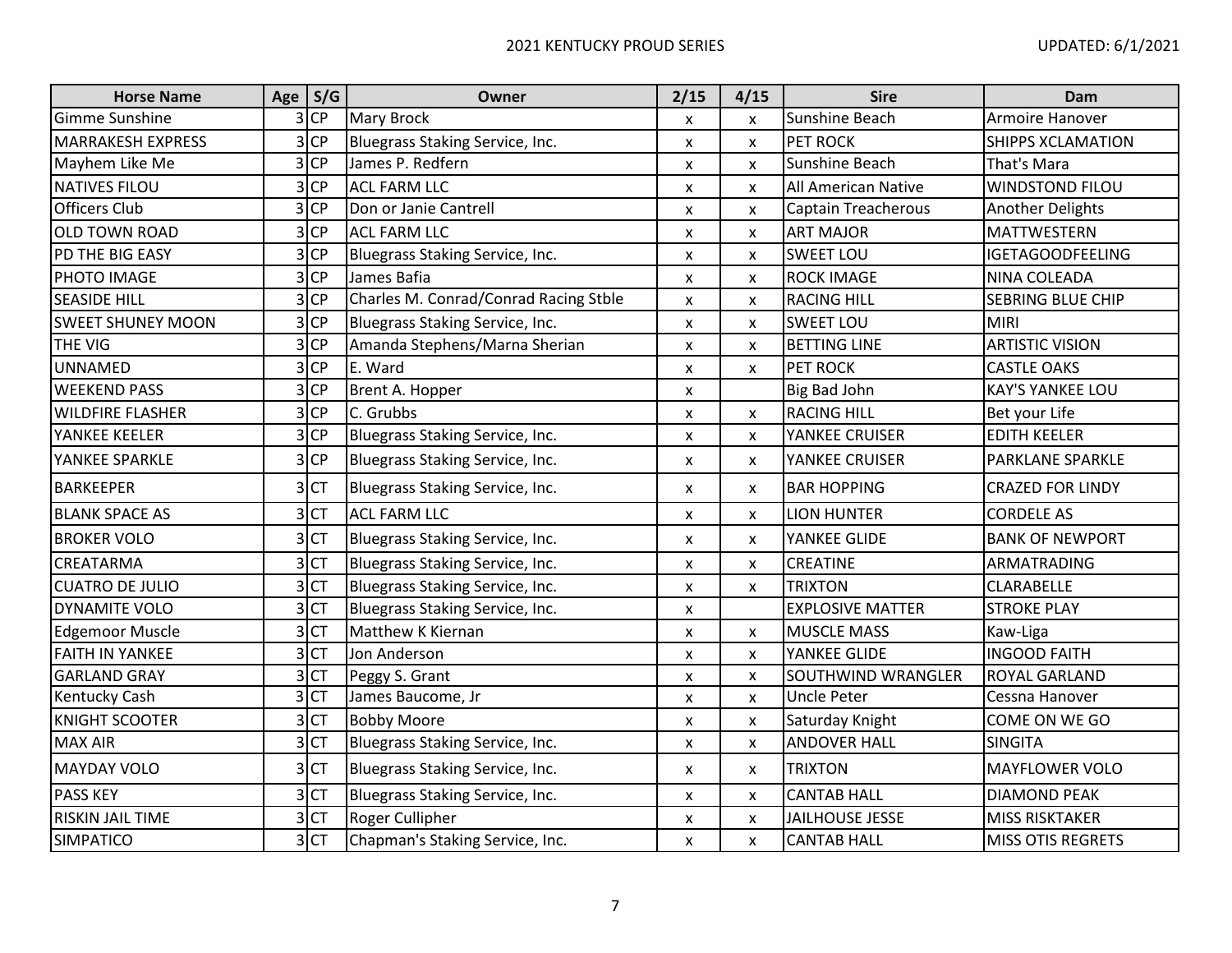| Horse Name | Age | S/G | Owner | 2/15 | 4/15 | Sire | Dam |
|---|---|---|---|---|---|---|---|
| Gimme Sunshine | 3 | CP | Mary Brock | x | x | Sunshine Beach | Armoire Hanover |
| MARRAKESH EXPRESS | 3 | CP | Bluegrass Staking Service, Inc. | x | x | PET ROCK | SHIPPS XCLAMATION |
| Mayhem Like Me | 3 | CP | James P. Redfern | x | x | Sunshine Beach | That's Mara |
| NATIVES FILOU | 3 | CP | ACL FARM LLC | x | x | All American Native | WINDSTOND FILOU |
| Officers Club | 3 | CP | Don or Janie Cantrell | x | x | Captain Treacherous | Another Delights |
| OLD TOWN ROAD | 3 | CP | ACL FARM LLC | x | x | ART MAJOR | MATTWESTERN |
| PD THE BIG EASY | 3 | CP | Bluegrass Staking Service, Inc. | x | x | SWEET LOU | IGETAGOODFEELING |
| PHOTO IMAGE | 3 | CP | James Bafia | x | x | ROCK IMAGE | NINA COLEADA |
| SEASIDE HILL | 3 | CP | Charles M. Conrad/Conrad Racing Stble | x | x | RACING HILL | SEBRING BLUE CHIP |
| SWEET SHUNEY MOON | 3 | CP | Bluegrass Staking Service, Inc. | x | x | SWEET LOU | MIRI |
| THE VIG | 3 | CP | Amanda Stephens/Marna Sherian | x | x | BETTING LINE | ARTISTIC VISION |
| UNNAMED | 3 | CP | E. Ward | x | x | PET ROCK | CASTLE OAKS |
| WEEKEND PASS | 3 | CP | Brent A. Hopper | x | | Big Bad John | KAY'S YANKEE LOU |
| WILDFIRE FLASHER | 3 | CP | C. Grubbs | x | x | RACING HILL | Bet your Life |
| YANKEE KEELER | 3 | CP | Bluegrass Staking Service, Inc. | x | x | YANKEE CRUISER | EDITH KEELER |
| YANKEE SPARKLE | 3 | CP | Bluegrass Staking Service, Inc. | x | x | YANKEE CRUISER | PARKLANE SPARKLE |
| BARKEEPER | 3 | CT | Bluegrass Staking Service, Inc. | x | x | BAR HOPPING | CRAZED FOR LINDY |
| BLANK SPACE AS | 3 | CT | ACL FARM LLC | x | x | LION HUNTER | CORDELE AS |
| BROKER VOLO | 3 | CT | Bluegrass Staking Service, Inc. | x | x | YANKEE GLIDE | BANK OF NEWPORT |
| CREATARMA | 3 | CT | Bluegrass Staking Service, Inc. | x | x | CREATINE | ARMATRADING |
| CUATRO DE JULIO | 3 | CT | Bluegrass Staking Service, Inc. | x | x | TRIXTON | CLARABELLE |
| DYNAMITE VOLO | 3 | CT | Bluegrass Staking Service, Inc. | x | | EXPLOSIVE MATTER | STROKE PLAY |
| Edgemoor Muscle | 3 | CT | Matthew K Kiernan | x | x | MUSCLE MASS | Kaw-Liga |
| FAITH IN YANKEE | 3 | CT | Jon Anderson | x | x | YANKEE GLIDE | INGOOD FAITH |
| GARLAND GRAY | 3 | CT | Peggy S. Grant | x | x | SOUTHWIND WRANGLER | ROYAL GARLAND |
| Kentucky Cash | 3 | CT | James Baucome, Jr | x | x | Uncle Peter | Cessna Hanover |
| KNIGHT SCOOTER | 3 | CT | Bobby Moore | x | x | Saturday Knight | COME ON WE GO |
| MAX AIR | 3 | CT | Bluegrass Staking Service, Inc. | x | x | ANDOVER HALL | SINGITA |
| MAYDAY VOLO | 3 | CT | Bluegrass Staking Service, Inc. | x | x | TRIXTON | MAYFLOWER VOLO |
| PASS KEY | 3 | CT | Bluegrass Staking Service, Inc. | x | x | CANTAB HALL | DIAMOND PEAK |
| RISKIN JAIL TIME | 3 | CT | Roger Cullipher | x | x | JAILHOUSE JESSE | MISS RISKTAKER |
| SIMPATICO | 3 | CT | Chapman's Staking Service, Inc. | x | x | CANTAB HALL | MISS OTIS REGRETS |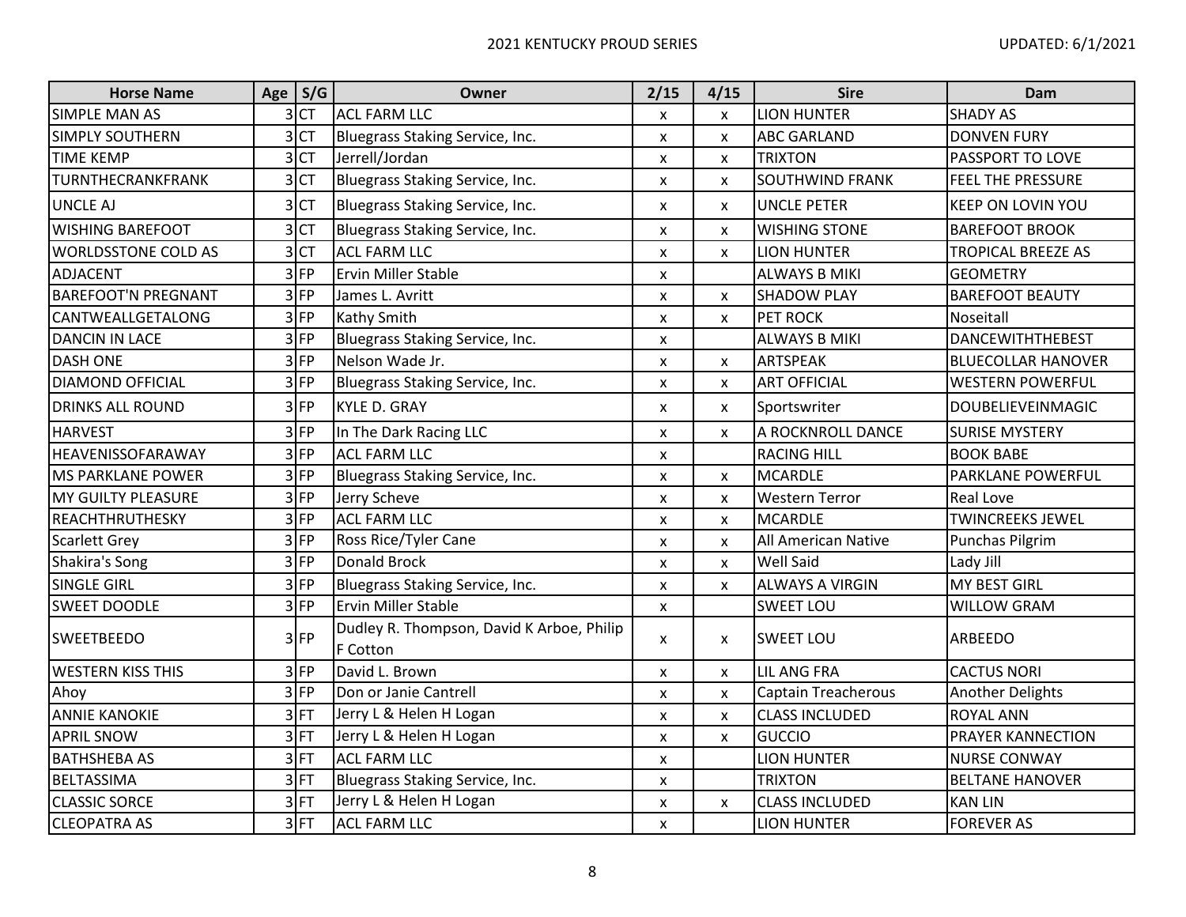| Horse Name | Age | S/G | Owner | 2/15 | 4/15 | Sire | Dam |
|---|---|---|---|---|---|---|---|
| SIMPLE MAN AS | 3 | CT | ACL FARM LLC | x | x | LION HUNTER | SHADY AS |
| SIMPLY SOUTHERN | 3 | CT | Bluegrass Staking Service, Inc. | x | x | ABC GARLAND | DONVEN FURY |
| TIME KEMP | 3 | CT | Jerrell/Jordan | x | x | TRIXTON | PASSPORT TO LOVE |
| TURNTHECRANKFRANK | 3 | CT | Bluegrass Staking Service, Inc. | x | x | SOUTHWIND FRANK | FEEL THE PRESSURE |
| UNCLE AJ | 3 | CT | Bluegrass Staking Service, Inc. | x | x | UNCLE PETER | KEEP ON LOVIN YOU |
| WISHING BAREFOOT | 3 | CT | Bluegrass Staking Service, Inc. | x | x | WISHING STONE | BAREFOOT BROOK |
| WORLDSSTONE COLD AS | 3 | CT | ACL FARM LLC | x | x | LION HUNTER | TROPICAL BREEZE AS |
| ADJACENT | 3 | FP | Ervin Miller Stable | x | | ALWAYS B MIKI | GEOMETRY |
| BAREFOOT'N PREGNANT | 3 | FP | James L. Avritt | x | x | SHADOW PLAY | BAREFOOT BEAUTY |
| CANTWEALLGETALONG | 3 | FP | Kathy Smith | x | x | PET ROCK | Noseitall |
| DANCIN IN LACE | 3 | FP | Bluegrass Staking Service, Inc. | x | | ALWAYS B MIKI | DANCEWITHTHEBEST |
| DASH ONE | 3 | FP | Nelson Wade Jr. | x | x | ARTSPEAK | BLUECOLLAR HANOVER |
| DIAMOND OFFICIAL | 3 | FP | Bluegrass Staking Service, Inc. | x | x | ART OFFICIAL | WESTERN POWERFUL |
| DRINKS ALL ROUND | 3 | FP | KYLE D. GRAY | x | x | Sportswriter | DOUBELIEVEINMAGIC |
| HARVEST | 3 | FP | In The Dark Racing LLC | x | x | A ROCKNROLL DANCE | SURISE MYSTERY |
| HEAVENISSOFARAWAY | 3 | FP | ACL FARM LLC | x | | RACING HILL | BOOK BABE |
| MS PARKLANE POWER | 3 | FP | Bluegrass Staking Service, Inc. | x | x | MCARDLE | PARKLANE POWERFUL |
| MY GUILTY PLEASURE | 3 | FP | Jerry Scheve | x | x | Western Terror | Real Love |
| REACHTHRUTHESKY | 3 | FP | ACL FARM LLC | x | x | MCARDLE | TWINCREEKS JEWEL |
| Scarlett Grey | 3 | FP | Ross Rice/Tyler Cane | x | x | All American Native | Punchas Pilgrim |
| Shakira's Song | 3 | FP | Donald Brock | x | x | Well Said | Lady Jill |
| SINGLE GIRL | 3 | FP | Bluegrass Staking Service, Inc. | x | x | ALWAYS A VIRGIN | MY BEST GIRL |
| SWEET DOODLE | 3 | FP | Ervin Miller Stable | x | | SWEET LOU | WILLOW GRAM |
| SWEETBEEDO | 3 | FP | Dudley R. Thompson, David K Arboe, Philip F Cotton | x | x | SWEET LOU | ARBEEDO |
| WESTERN KISS THIS | 3 | FP | David L. Brown | x | x | LIL ANG FRA | CACTUS NORI |
| Ahoy | 3 | FP | Don or Janie Cantrell | x | x | Captain Treacherous | Another Delights |
| ANNIE KANOKIE | 3 | FT | Jerry L & Helen H Logan | x | x | CLASS INCLUDED | ROYAL ANN |
| APRIL SNOW | 3 | FT | Jerry L & Helen H Logan | x | x | GUCCIO | PRAYER KANNECTION |
| BATHSHEBA AS | 3 | FT | ACL FARM LLC | x | | LION HUNTER | NURSE CONWAY |
| BELTASSIMA | 3 | FT | Bluegrass Staking Service, Inc. | x | | TRIXTON | BELTANE HANOVER |
| CLASSIC SORCE | 3 | FT | Jerry L & Helen H Logan | x | x | CLASS INCLUDED | KAN LIN |
| CLEOPATRA AS | 3 | FT | ACL FARM LLC | x | | LION HUNTER | FOREVER AS |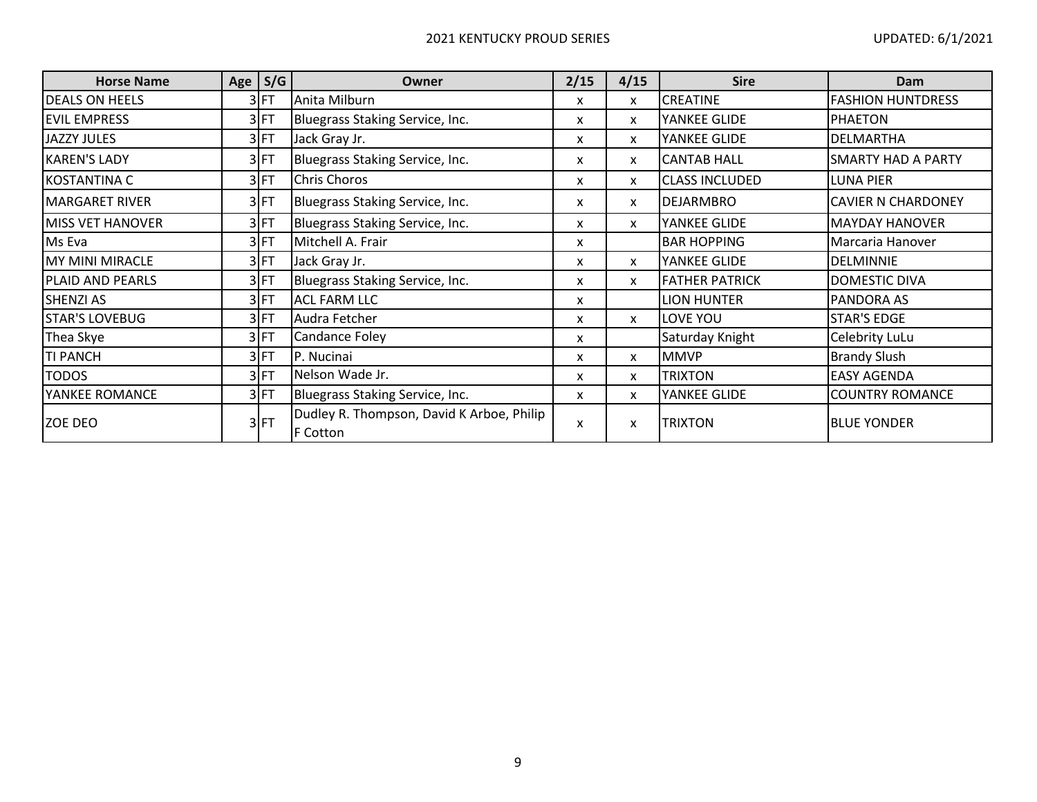| Horse Name | Age | S/G | Owner | 2/15 | 4/15 | Sire | Dam |
|---|---|---|---|---|---|---|---|
| DEALS ON HEELS | 3 | FT | Anita Milburn | x | x | CREATINE | FASHION HUNTDRESS |
| EVIL EMPRESS | 3 | FT | Bluegrass Staking Service, Inc. | x | x | YANKEE GLIDE | PHAETON |
| JAZZY JULES | 3 | FT | Jack Gray Jr. | x | x | YANKEE GLIDE | DELMARTHA |
| KAREN'S LADY | 3 | FT | Bluegrass Staking Service, Inc. | x | x | CANTAB HALL | SMARTY HAD A PARTY |
| KOSTANTINA C | 3 | FT | Chris Choros | x | x | CLASS INCLUDED | LUNA PIER |
| MARGARET RIVER | 3 | FT | Bluegrass Staking Service, Inc. | x | x | DEJARMBRO | CAVIER N CHARDONEY |
| MISS VET HANOVER | 3 | FT | Bluegrass Staking Service, Inc. | x | x | YANKEE GLIDE | MAYDAY HANOVER |
| Ms Eva | 3 | FT | Mitchell A. Frair | x | | BAR HOPPING | Marcaria Hanover |
| MY MINI MIRACLE | 3 | FT | Jack Gray Jr. | x | x | YANKEE GLIDE | DELMINNIE |
| PLAID AND PEARLS | 3 | FT | Bluegrass Staking Service, Inc. | x | x | FATHER PATRICK | DOMESTIC DIVA |
| SHENZI AS | 3 | FT | ACL FARM LLC | x | | LION HUNTER | PANDORA AS |
| STAR'S LOVEBUG | 3 | FT | Audra Fetcher | x | x | LOVE YOU | STAR'S EDGE |
| Thea Skye | 3 | FT | Candance Foley | x | | Saturday Knight | Celebrity LuLu |
| TI PANCH | 3 | FT | P. Nucinai | x | x | MMVP | Brandy Slush |
| TODOS | 3 | FT | Nelson Wade Jr. | x | x | TRIXTON | EASY AGENDA |
| YANKEE ROMANCE | 3 | FT | Bluegrass Staking Service, Inc. | x | x | YANKEE GLIDE | COUNTRY ROMANCE |
| ZOE DEO | 3 | FT | Dudley R. Thompson, David K Arboe, Philip F Cotton | x | x | TRIXTON | BLUE YONDER |